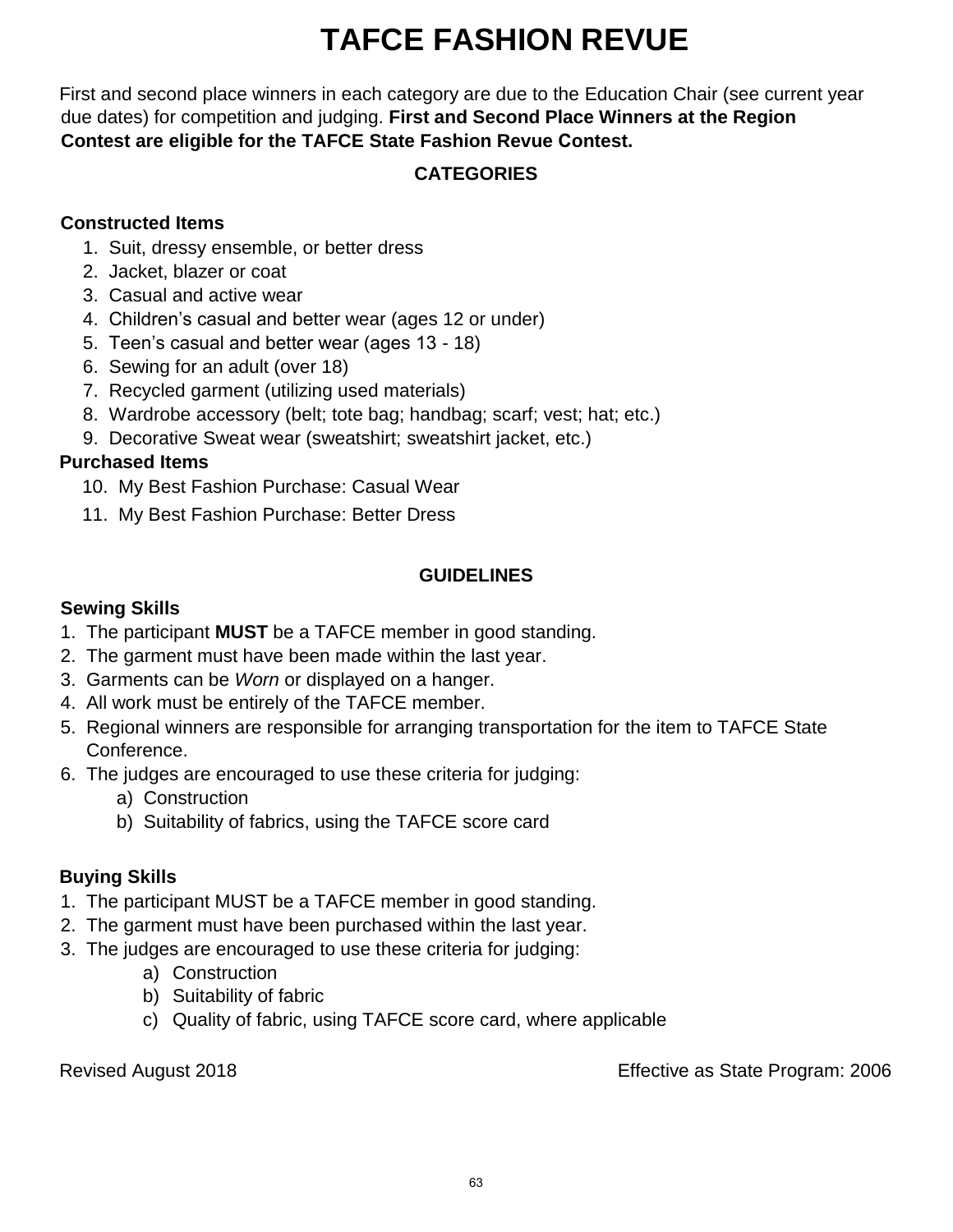# TAFCE FASHION REVUE

First and second place winners in each category are due to the Education Chair (see current year due dates) for competition and judging. **First and Second Place Winners at the Region Contest are eligible for the TAFCE State Fashion Revue Contest.**

## CATEGORIES

**Constructed Items**

1. Suit, dressy ensemble, or better dress
2. Jacket, blazer or coat
3. Casual and active wear
4. Children's casual and better wear (ages 12 or under)
5. Teen's casual and better wear (ages 13 - 18)
6. Sewing for an adult (over 18)
7. Recycled garment (utilizing used materials)
8. Wardrobe accessory (belt; tote bag; handbag; scarf; vest; hat; etc.)
9. Decorative Sweat wear (sweatshirt; sweatshirt jacket, etc.)

**Purchased Items**

10. My Best Fashion Purchase: Casual Wear
11. My Best Fashion Purchase: Better Dress

## GUIDELINES

**Sewing Skills**

1. The participant **MUST** be a TAFCE member in good standing.
2. The garment must have been made within the last year.
3. Garments can be *Worn* or displayed on a hanger.
4. All work must be entirely of the TAFCE member.
5. Regional winners are responsible for arranging transportation for the item to TAFCE State Conference.
6. The judges are encouraged to use these criteria for judging:
   a) Construction
   b) Suitability of fabrics, using the TAFCE score card

**Buying Skills**

1. The participant MUST be a TAFCE member in good standing.
2. The garment must have been purchased within the last year.
3. The judges are encouraged to use these criteria for judging:
   a) Construction
   b) Suitability of fabric
   c) Quality of fabric, using TAFCE score card, where applicable

Revised August 2018 | Effective as State Program: 2006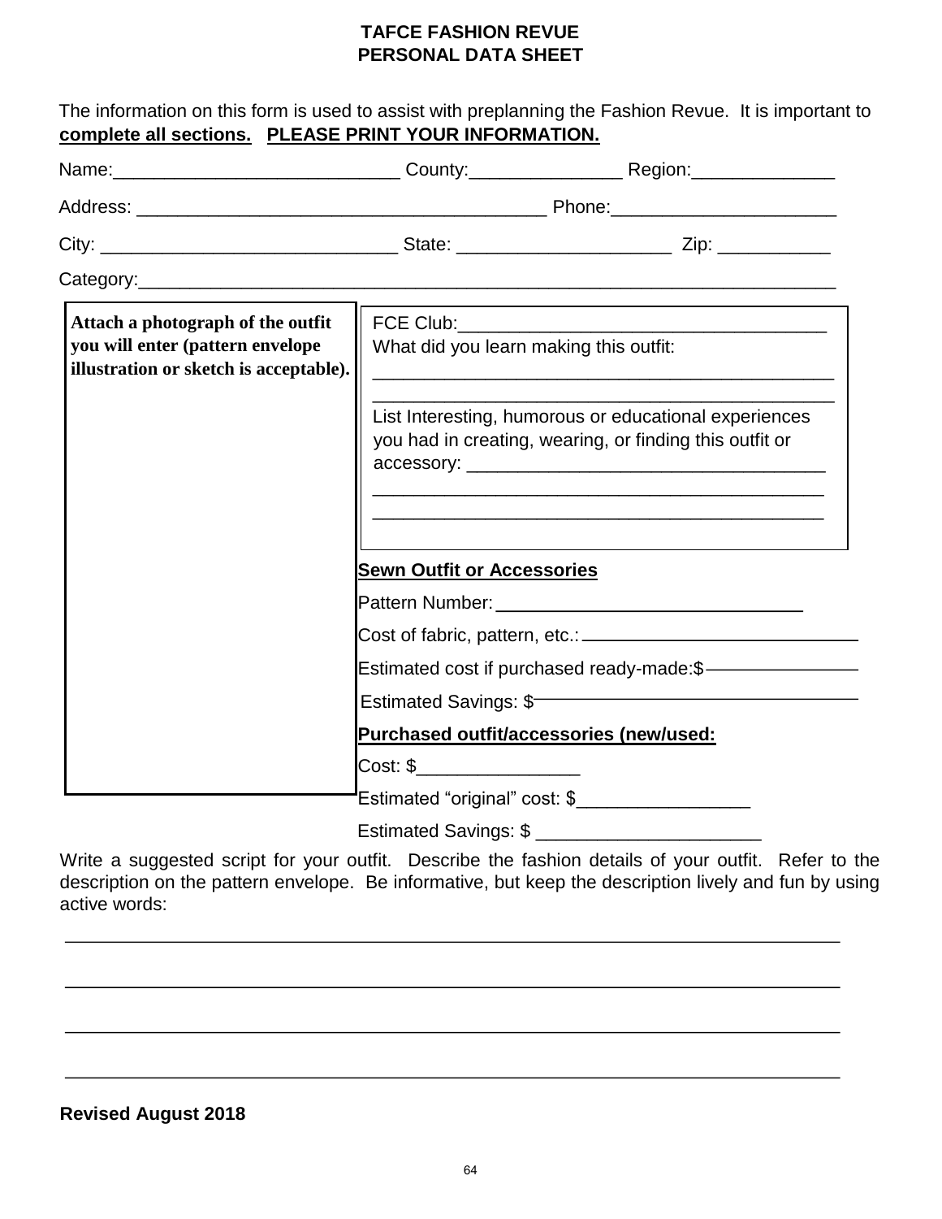**TAFCE FASHION REVUE**
**PERSONAL DATA SHEET**

The information on this form is used to assist with preplanning the Fashion Revue. It is important to **complete all sections.** **PLEASE PRINT YOUR INFORMATION.**

Name:___________________________ County:_______________ Region:______________

Address: _______________________________________ Phone:_____________________

City: ____________________________ State: ____________________ Zip: ___________

Category:____________________________________________________________________

**Attach a photograph of the outfit you will enter (pattern envelope illustration or sketch is acceptable).**

FCE Club:___________________________________

What did you learn making this outfit:

_____________________________________________

_____________________________________________

List Interesting, humorous or educational experiences you had in creating, wearing, or finding this outfit or accessory: ___________________________________

_____________________________________________

_____________________________________________

**Sewn Outfit or Accessories**

Pattern Number: ______________________________

Cost of fabric, pattern, etc.: ___________________________

Estimated cost if purchased ready-made:$_______________

Estimated Savings: $______________________________

**Purchased outfit/accessories (new/used:**

Cost: $________________

Estimated "original" cost: $_________________

Estimated Savings: $ ______________________

Write a suggested script for your outfit. Describe the fashion details of your outfit. Refer to the description on the pattern envelope. Be informative, but keep the description lively and fun by using active words:

___________________________________________________________________________

___________________________________________________________________________

___________________________________________________________________________

___________________________________________________________________________

**Revised August 2018**